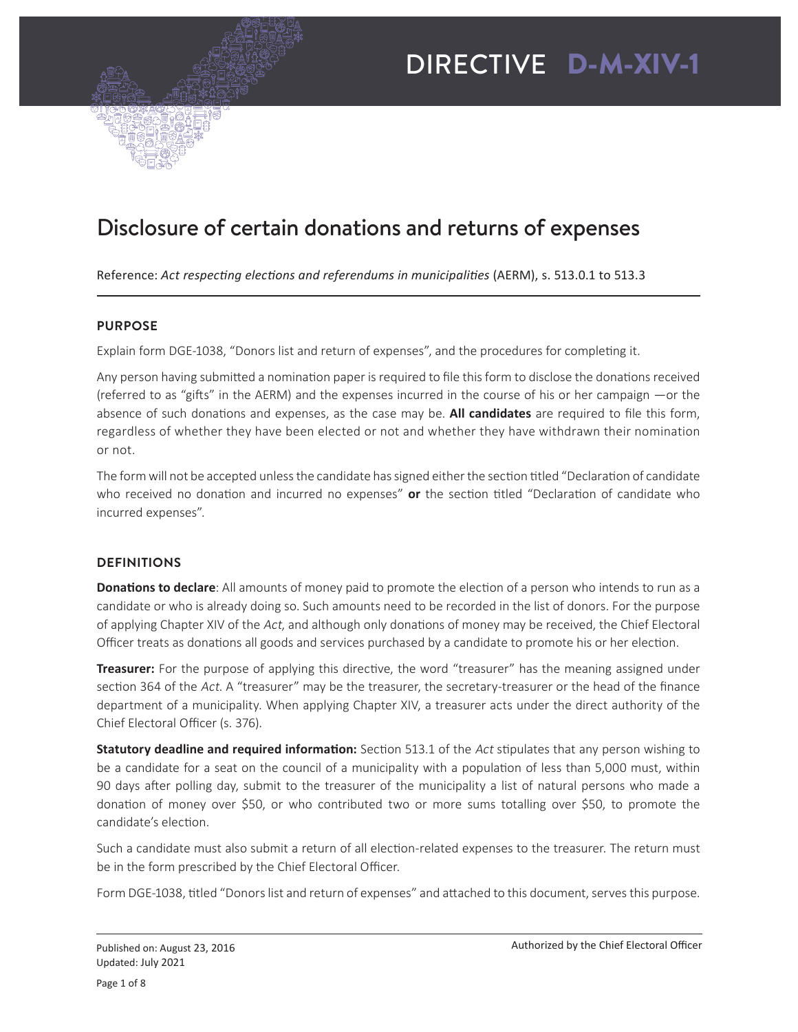# DIRECTIVE D-M-XIV-1

## Disclosure of certain donations and returns of expenses

Reference: *Act respecting elections and referendums in municipalities* (AERM), s. 513.0.1 to 513.3

### PURPOSE

Explain form DGE-1038, "Donors list and return of expenses", and the procedures for completing it.

Any person having submitted a nomination paper is required to file this form to disclose the donations received (referred to as "gifts" in the AERM) and the expenses incurred in the course of his or her campaign —or the absence of such donations and expenses, as the case may be. **All candidates** are required to file this form, regardless of whether they have been elected or not and whether they have withdrawn their nomination or not.

The form will not be accepted unless the candidate has signed either the section titled "Declaration of candidate who received no donation and incurred no expenses" **or** the section titled "Declaration of candidate who incurred expenses".

### DEFINITIONS

**Donations to declare**: All amounts of money paid to promote the election of a person who intends to run as a candidate or who is already doing so. Such amounts need to be recorded in the list of donors. For the purpose of applying Chapter XIV of the *Act*, and although only donations of money may be received, the Chief Electoral Officer treats as donations all goods and services purchased by a candidate to promote his or her election.

**Treasurer:** For the purpose of applying this directive, the word "treasurer" has the meaning assigned under section 364 of the *Act*. A "treasurer" may be the treasurer, the secretary-treasurer or the head of the finance department of a municipality. When applying Chapter XIV, a treasurer acts under the direct authority of the Chief Electoral Officer (s. 376).

**Statutory deadline and required information:** Section 513.1 of the *Act* stipulates that any person wishing to be a candidate for a seat on the council of a municipality with a population of less than 5,000 must, within 90 days after polling day, submit to the treasurer of the municipality a list of natural persons who made a donation of money over $50, or who contributed two or more sums totalling over $50, to promote the candidate's election.

Such a candidate must also submit a return of all election-related expenses to the treasurer. The return must be in the form prescribed by the Chief Electoral Officer.

Form DGE-1038, titled "Donors list and return of expenses" and attached to this document, serves this purpose.

Published on: August 23, 2016
Updated: July 2021

Authorized by the Chief Electoral Officer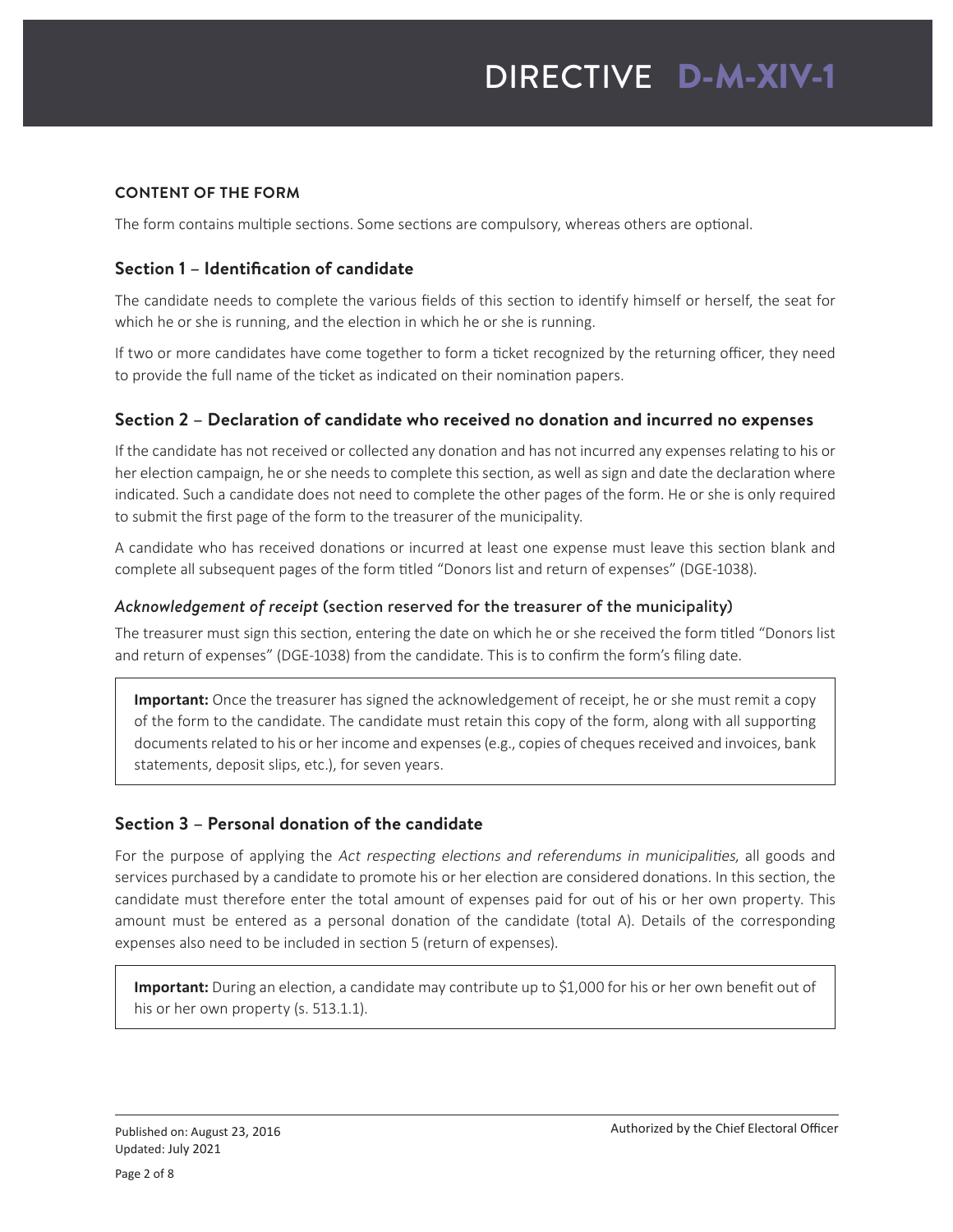### CONTENT OF THE FORM

The form contains multiple sections. Some sections are compulsory, whereas others are optional.

## Section 1 – Identification of candidate

The candidate needs to complete the various fields of this section to identify himself or herself, the seat for which he or she is running, and the election in which he or she is running.

If two or more candidates have come together to form a ticket recognized by the returning officer, they need to provide the full name of the ticket as indicated on their nomination papers.

## Section 2 – Declaration of candidate who received no donation and incurred no expenses

If the candidate has not received or collected any donation and has not incurred any expenses relating to his or her election campaign, he or she needs to complete this section, as well as sign and date the declaration where indicated. Such a candidate does not need to complete the other pages of the form. He or she is only required to submit the first page of the form to the treasurer of the municipality.

A candidate who has received donations or incurred at least one expense must leave this section blank and complete all subsequent pages of the form titled "Donors list and return of expenses" (DGE-1038).

### *Acknowledgement of receipt* (section reserved for the treasurer of the municipality)

The treasurer must sign this section, entering the date on which he or she received the form titled "Donors list and return of expenses" (DGE-1038) from the candidate. This is to confirm the form's filing date.

> **Important:** Once the treasurer has signed the acknowledgement of receipt, he or she must remit a copy of the form to the candidate. The candidate must retain this copy of the form, along with all supporting documents related to his or her income and expenses (e.g., copies of cheques received and invoices, bank statements, deposit slips, etc.), for seven years.

## Section 3 – Personal donation of the candidate

For the purpose of applying the *Act respecting elections and referendums in municipalities*, all goods and services purchased by a candidate to promote his or her election are considered donations. In this section, the candidate must therefore enter the total amount of expenses paid for out of his or her own property. This amount must be entered as a personal donation of the candidate (total A). Details of the corresponding expenses also need to be included in section 5 (return of expenses).

> **Important:** During an election, a candidate may contribute up to $1,000 for his or her own benefit out of his or her own property (s. 513.1.1).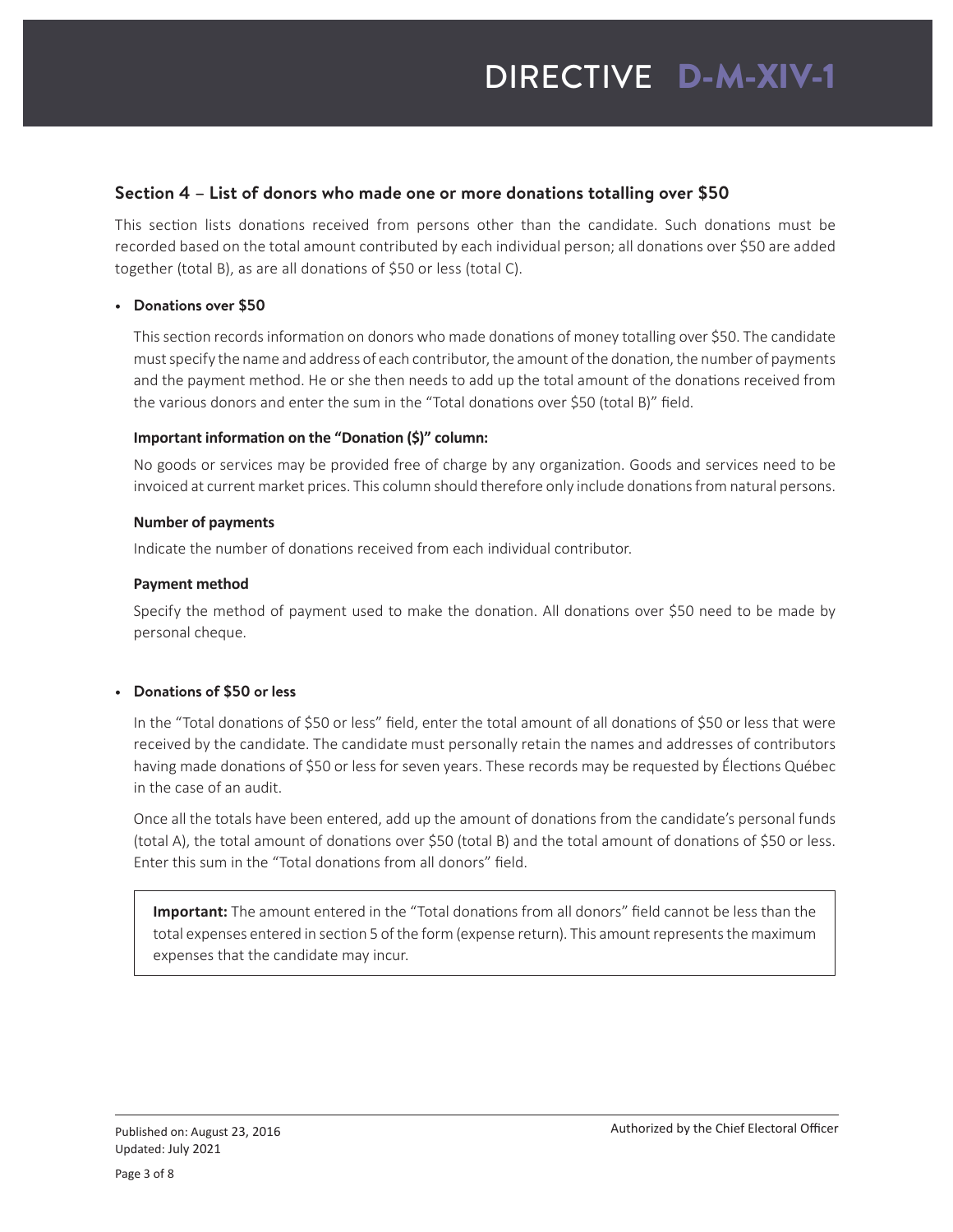## Section 4 – List of donors who made one or more donations totalling over $50

This section lists donations received from persons other than the candidate. Such donations must be recorded based on the total amount contributed by each individual person; all donations over $50 are added together (total B), as are all donations of $50 or less (total C).

- **Donations over $50**

  This section records information on donors who made donations of money totalling over $50. The candidate must specify the name and address of each contributor, the amount of the donation, the number of payments and the payment method. He or she then needs to add up the total amount of the donations received from the various donors and enter the sum in the "Total donations over $50 (total B)" field.

  **Important information on the "Donation ($)" column:**

  No goods or services may be provided free of charge by any organization. Goods and services need to be invoiced at current market prices. This column should therefore only include donations from natural persons.

  **Number of payments**

  Indicate the number of donations received from each individual contributor.

  **Payment method**

  Specify the method of payment used to make the donation. All donations over $50 need to be made by personal cheque.

- **Donations of $50 or less**

  In the "Total donations of $50 or less" field, enter the total amount of all donations of $50 or less that were received by the candidate. The candidate must personally retain the names and addresses of contributors having made donations of $50 or less for seven years. These records may be requested by Élections Québec in the case of an audit.

  Once all the totals have been entered, add up the amount of donations from the candidate's personal funds (total A), the total amount of donations over $50 (total B) and the total amount of donations of $50 or less. Enter this sum in the "Total donations from all donors" field.

  > **Important:** The amount entered in the "Total donations from all donors" field cannot be less than the total expenses entered in section 5 of the form (expense return). This amount represents the maximum expenses that the candidate may incur.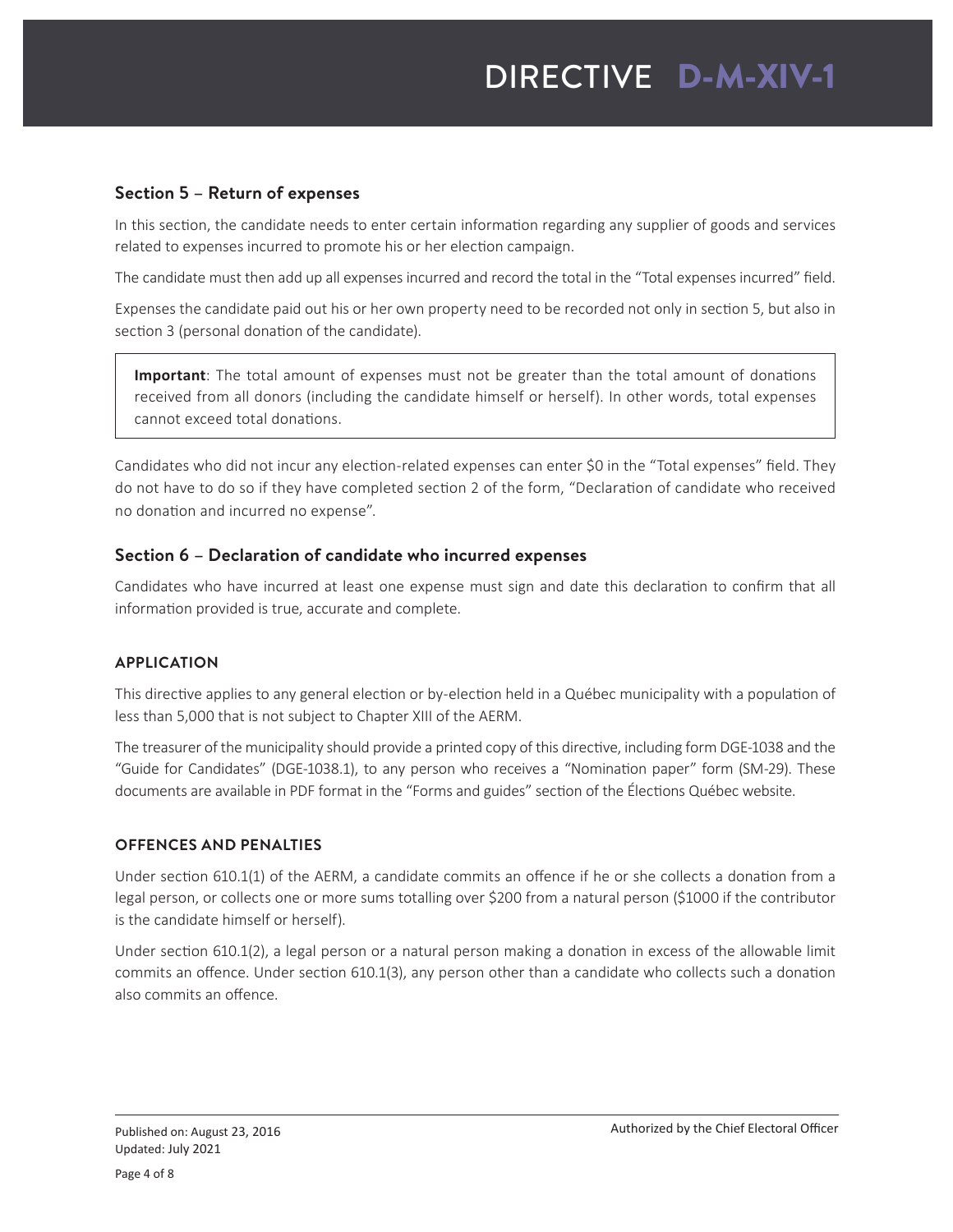### Section 5 – Return of expenses

In this section, the candidate needs to enter certain information regarding any supplier of goods and services related to expenses incurred to promote his or her election campaign.

The candidate must then add up all expenses incurred and record the total in the "Total expenses incurred" field.

Expenses the candidate paid out his or her own property need to be recorded not only in section 5, but also in section 3 (personal donation of the candidate).

> **Important**: The total amount of expenses must not be greater than the total amount of donations received from all donors (including the candidate himself or herself). In other words, total expenses cannot exceed total donations.

Candidates who did not incur any election-related expenses can enter $0 in the "Total expenses" field. They do not have to do so if they have completed section 2 of the form, "Declaration of candidate who received no donation and incurred no expense".

### Section 6 – Declaration of candidate who incurred expenses

Candidates who have incurred at least one expense must sign and date this declaration to confirm that all information provided is true, accurate and complete.

#### APPLICATION

This directive applies to any general election or by-election held in a Québec municipality with a population of less than 5,000 that is not subject to Chapter XIII of the AERM.

The treasurer of the municipality should provide a printed copy of this directive, including form DGE-1038 and the "Guide for Candidates" (DGE-1038.1), to any person who receives a "Nomination paper" form (SM-29). These documents are available in PDF format in the "Forms and guides" section of the Élections Québec website.

#### OFFENCES AND PENALTIES

Under section 610.1(1) of the AERM, a candidate commits an offence if he or she collects a donation from a legal person, or collects one or more sums totalling over $200 from a natural person ($1000 if the contributor is the candidate himself or herself).

Under section 610.1(2), a legal person or a natural person making a donation in excess of the allowable limit commits an offence. Under section 610.1(3), any person other than a candidate who collects such a donation also commits an offence.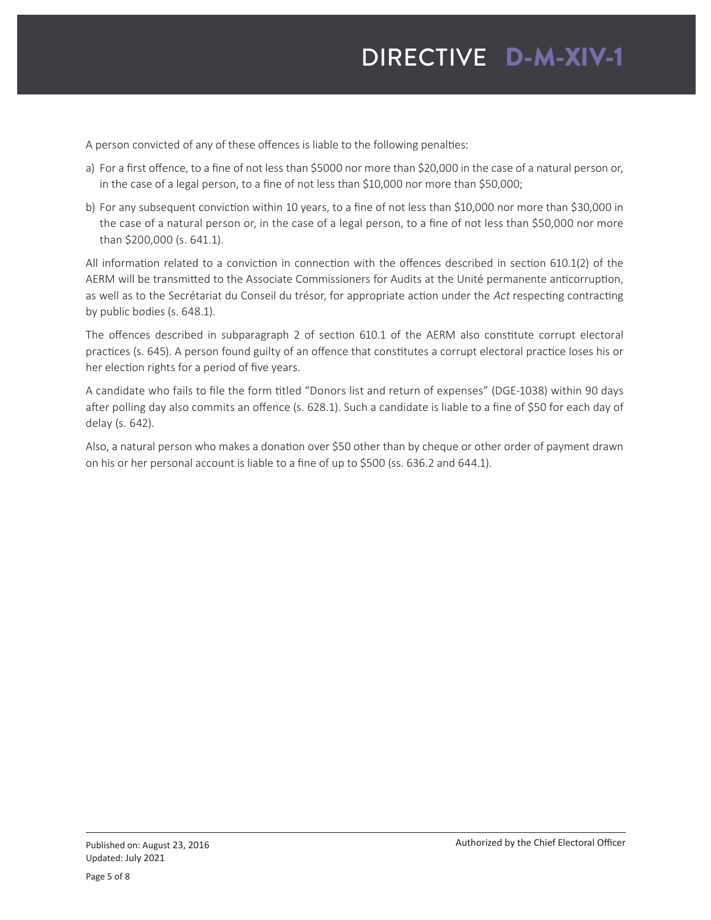A person convicted of any of these offences is liable to the following penalties:

a) For a first offence, to a fine of not less than $5000 nor more than $20,000 in the case of a natural person or, in the case of a legal person, to a fine of not less than $10,000 nor more than $50,000;

b) For any subsequent conviction within 10 years, to a fine of not less than $10,000 nor more than $30,000 in the case of a natural person or, in the case of a legal person, to a fine of not less than $50,000 nor more than $200,000 (s. 641.1).

All information related to a conviction in connection with the offences described in section 610.1(2) of the AERM will be transmitted to the Associate Commissioners for Audits at the Unité permanente anticorruption, as well as to the Secrétariat du Conseil du trésor, for appropriate action under the *Act* respecting contracting by public bodies (s. 648.1).

The offences described in subparagraph 2 of section 610.1 of the AERM also constitute corrupt electoral practices (s. 645). A person found guilty of an offence that constitutes a corrupt electoral practice loses his or her election rights for a period of five years.

A candidate who fails to file the form titled "Donors list and return of expenses" (DGE-1038) within 90 days after polling day also commits an offence (s. 628.1). Such a candidate is liable to a fine of $50 for each day of delay (s. 642).

Also, a natural person who makes a donation over $50 other than by cheque or other order of payment drawn on his or her personal account is liable to a fine of up to $500 (ss. 636.2 and 644.1).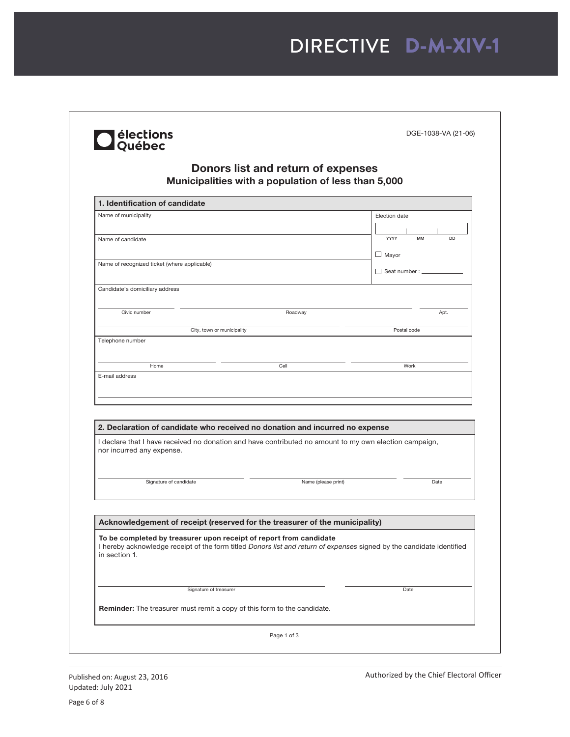# DIRECTIVE D-M-XIV-1

élections Québec

DGE-1038-VA (21-06)

## Donors list and return of expenses

### Municipalities with a population of less than 5,000

| 1. Identification of candidate | |
|---|---|
| Name of municipality | Election date<br>YYYY MM DD |
| Name of candidate | ☐ Mayor |
| Name of recognized ticket (where applicable) | ☐ Seat number : ____________ |
| Candidate's domiciliary address<br>Civic number / Roadway / Apt.<br>City, town or municipality / Postal code | |
| Telephone number<br>Home / Cell / Work | |
| E-mail address | |

| 2. Declaration of candidate who received no donation and incurred no expense |
|---|
| I declare that I have received no donation and have contributed no amount to my own election campaign, nor incurred any expense. |
| Signature of candidate / Name (please print) / Date |

| Acknowledgement of receipt (reserved for the treasurer of the municipality) |
|---|
| **To be completed by treasurer upon receipt of report from candidate**<br>I hereby acknowledge receipt of the form titled *Donors list and return of expenses* signed by the candidate identified in section 1. |
| Signature of treasurer / Date |
| **Reminder:** The treasurer must remit a copy of this form to the candidate. |

Page 1 of 3

Published on: August 23, 2016
Updated: July 2021

Authorized by the Chief Electoral Officer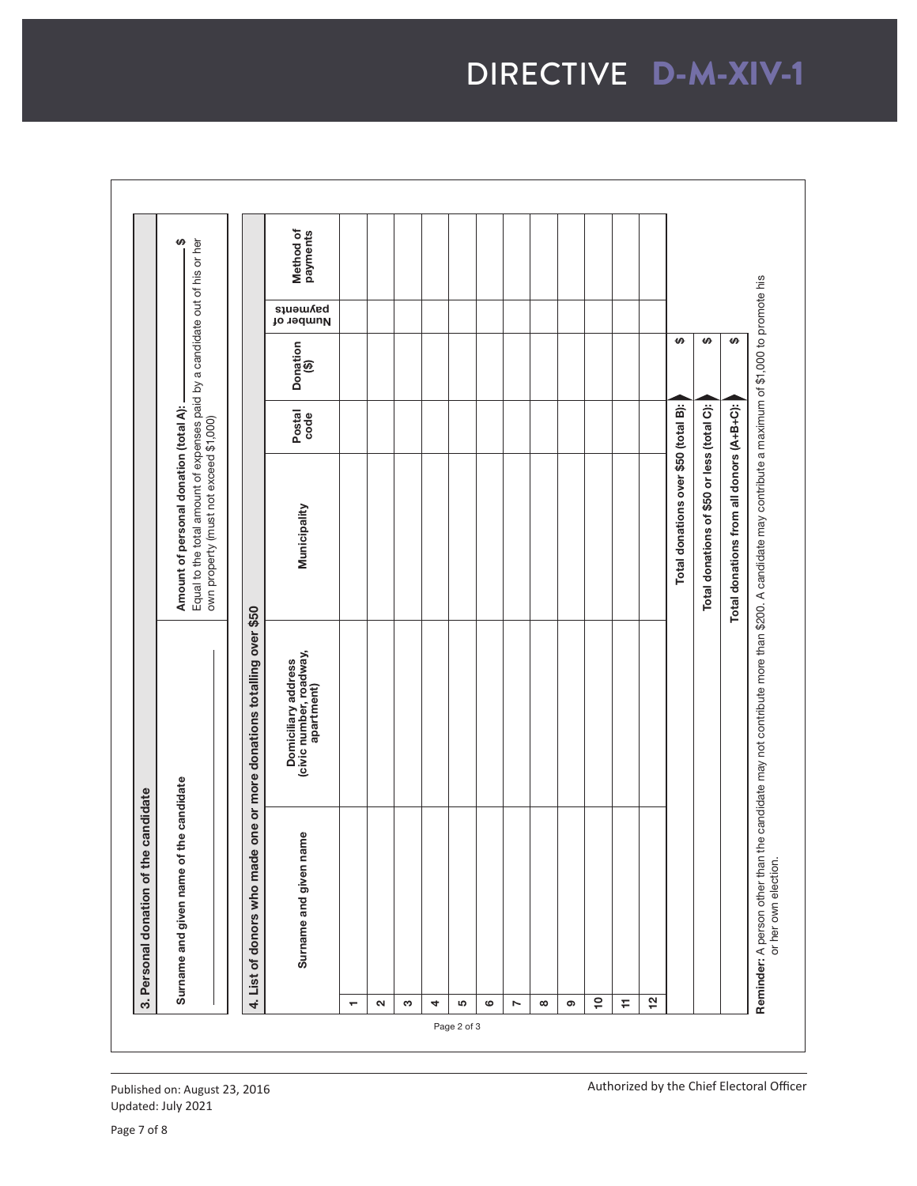# DIRECTIVE D-M-XIV-1

## 3. Personal donation of the candidate

| Surname and given name of the candidate | Amount of personal donation (total A): ____ $ Equal to the total amount of expenses paid by a candidate out of his or her own property (must not exceed $1,000) |
|---|---|
| | |

## 4. List of donors who made one or more donations totalling over $50

| | Surname and given name | Domiciliary address (civic number, roadway, apartment) | Municipality | Postal code | Donation ($) | Number of payments | Method of payments |
|---|---|---|---|---|---|---|---|
| 1 | | | | | | | |
| 2 | | | | | | | |
| 3 | | | | | | | |
| 4 | | | | | | | |
| 5 | | | | | | | |
| 6 | | | | | | | |
| 7 | | | | | | | |
| 8 | | | | | | | |
| 9 | | | | | | | |
| 10 | | | | | | | |
| 11 | | | | | | | |
| 12 | | | | | | | |
| | | | Total donations over $50 (total B): | | $ | | |
| | | | Total donations of $50 or less (total C): | | $ | | |
| | | | Total donations from all donors (A+B+C): | | $ | | |

**Reminder:** A person other than the candidate may not contribute more than $200. A candidate may contribute a maximum of $1,000 to promote his or her own election.

Page 2 of 3

Published on: August 23, 2016
Updated: July 2021

Authorized by the Chief Electoral Officer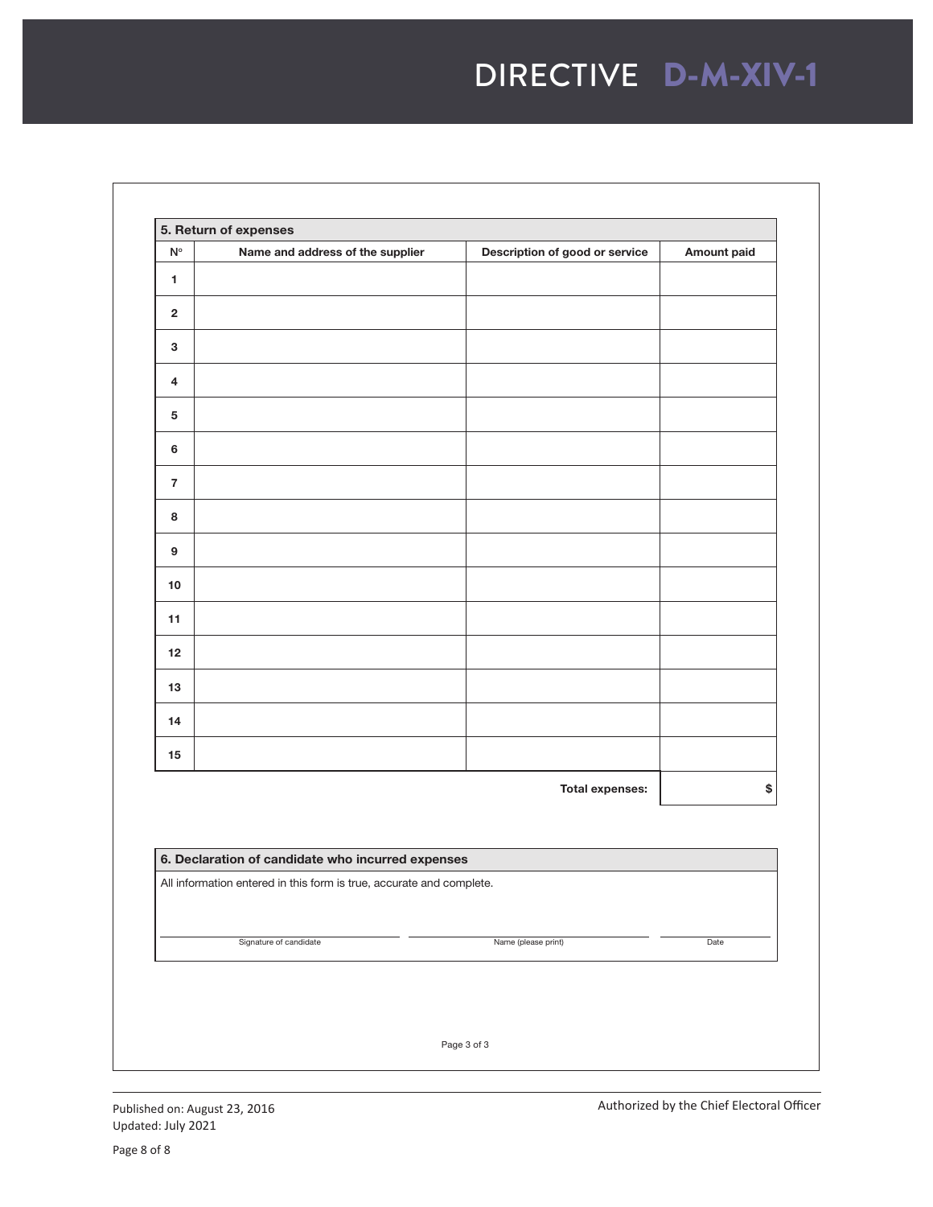## 5. Return of expenses

| N° | Name and address of the supplier | Description of good or service | Amount paid |
|---|---|---|---|
| 1 | | | |
| 2 | | | |
| 3 | | | |
| 4 | | | |
| 5 | | | |
| 6 | | | |
| 7 | | | |
| 8 | | | |
| 9 | | | |
| 10 | | | |
| 11 | | | |
| 12 | | | |
| 13 | | | |
| 14 | | | |
| 15 | | | |
| | | **Total expenses:** | $ |

## 6. Declaration of candidate who incurred expenses

All information entered in this form is true, accurate and complete.

Signature of candidate

Name (please print)

Date

Published on: August 23, 2016
Updated: July 2021

Authorized by the Chief Electoral Officer